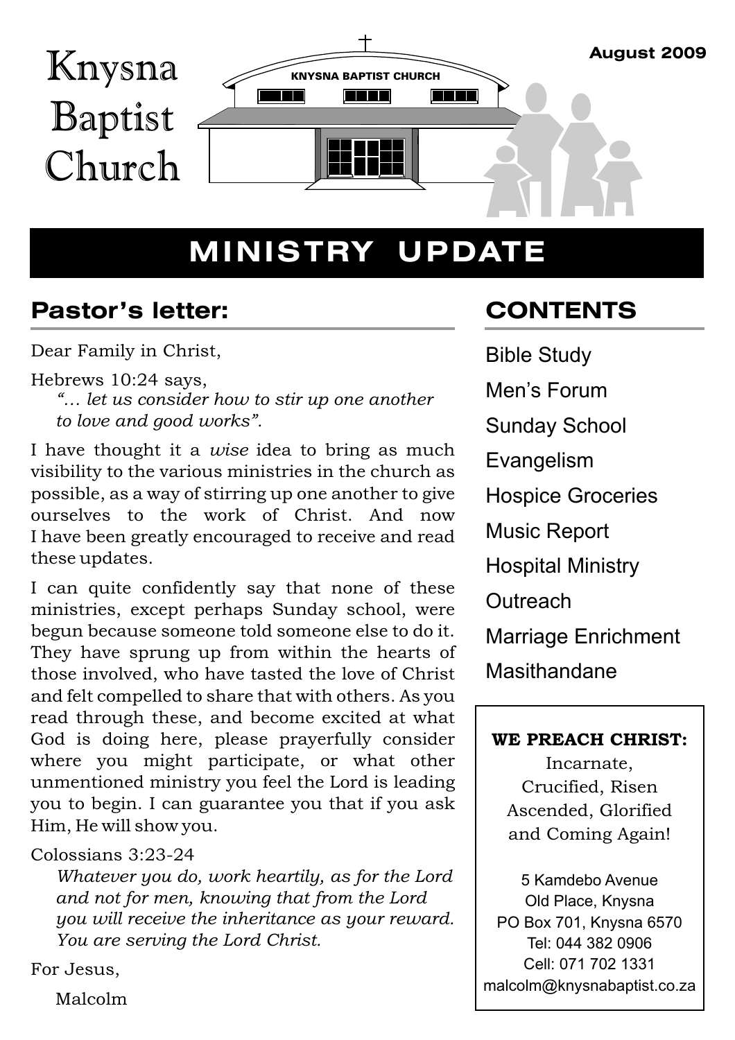# Knysna Baptist Church

KNYSNA BAPTIST CHURCH

**August 2009**

# MINISTRY UPDATE

## Pastor's letter:

Dear Family in Christ,

Hebrews 10:24 says,

> *"… let us consider how to stir up one another to love and good works".*

I have thought it a *wise* idea to bring as much visibility to the various ministries in the church as possible, as a way of stirring up one another to give ourselves to the work of Christ. And now I have been greatly encouraged to receive and read these updates.

I can quite confidently say that none of these ministries, except perhaps Sunday school, were begun because someone told someone else to do it. They have sprung up from within the hearts of those involved, who have tasted the love of Christ and felt compelled to share that with others. As you read through these, and become excited at what God is doing here, please prayerfully consider where you might participate, or what other unmentioned ministry you feel the Lord is leading you to begin. I can guarantee you that if you ask Him, He will show you.

Colossians 3:23-24

> *Whatever you do, work heartily, as for the Lord and not for men, knowing that from the Lord you will receive the inheritance as your reward. You are serving the Lord Christ.*

For Jesus,

Malcolm

## CONTENTS

- Bible Study
- Men's Forum
- Sunday School
- Evangelism
- Hospice Groceries
- Music Report
- Hospital Ministry
- Outreach
- Marriage Enrichment
- Masithandane

**WE PREACH CHRIST:**
Incarnate,
Crucified, Risen
Ascended, Glorified
and Coming Again!

5 Kamdebo Avenue
Old Place, Knysna
PO Box 701, Knysna 6570
Tel: 044 382 0906
Cell: 071 702 1331
malcolm@knysnabaptist.co.za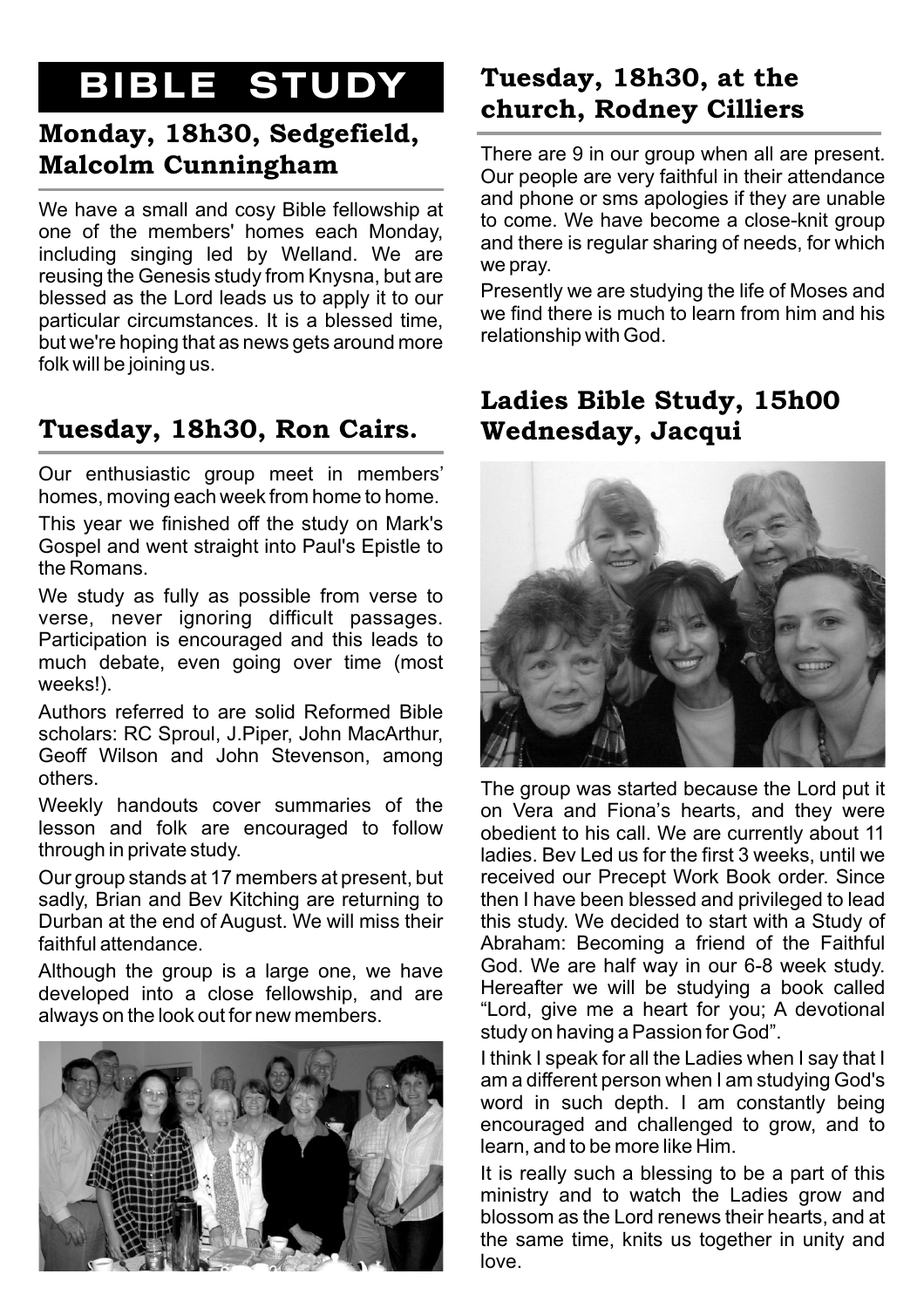# BIBLE STUDY

## Monday, 18h30, Sedgefield, Malcolm Cunningham

We have a small and cosy Bible fellowship at one of the members' homes each Monday, including singing led by Welland. We are reusing the Genesis study from Knysna, but are blessed as the Lord leads us to apply it to our particular circumstances. It is a blessed time, but we're hoping that as news gets around more folk will be joining us.

## Tuesday, 18h30, Ron Cairs.

Our enthusiastic group meet in members' homes, moving each week from home to home.

This year we finished off the study on Mark's Gospel and went straight into Paul's Epistle to the Romans.

We study as fully as possible from verse to verse, never ignoring difficult passages. Participation is encouraged and this leads to much debate, even going over time (most weeks!).

Authors referred to are solid Reformed Bible scholars: RC Sproul, J.Piper, John MacArthur, Geoff Wilson and John Stevenson, among others.

Weekly handouts cover summaries of the lesson and folk are encouraged to follow through in private study.

Our group stands at 17 members at present, but sadly, Brian and Bev Kitching are returning to Durban at the end of August. We will miss their faithful attendance.

Although the group is a large one, we have developed into a close fellowship, and are always on the look out for new members.

## Tuesday, 18h30, at the church, Rodney Cilliers

There are 9 in our group when all are present. Our people are very faithful in their attendance and phone or sms apologies if they are unable to come. We have become a close-knit group and there is regular sharing of needs, for which we pray.

Presently we are studying the life of Moses and we find there is much to learn from him and his relationship with God.

## Ladies Bible Study, 15h00 Wednesday, Jacqui

The group was started because the Lord put it on Vera and Fiona's hearts, and they were obedient to his call. We are currently about 11 ladies. Bev Led us for the first 3 weeks, until we received our Precept Work Book order. Since then I have been blessed and privileged to lead this study. We decided to start with a Study of Abraham: Becoming a friend of the Faithful God. We are half way in our 6-8 week study. Hereafter we will be studying a book called "Lord, give me a heart for you; A devotional study on having a Passion for God".

I think I speak for all the Ladies when I say that I am a different person when I am studying God's word in such depth. I am constantly being encouraged and challenged to grow, and to learn, and to be more like Him.

It is really such a blessing to be a part of this ministry and to watch the Ladies grow and blossom as the Lord renews their hearts, and at the same time, knits us together in unity and love.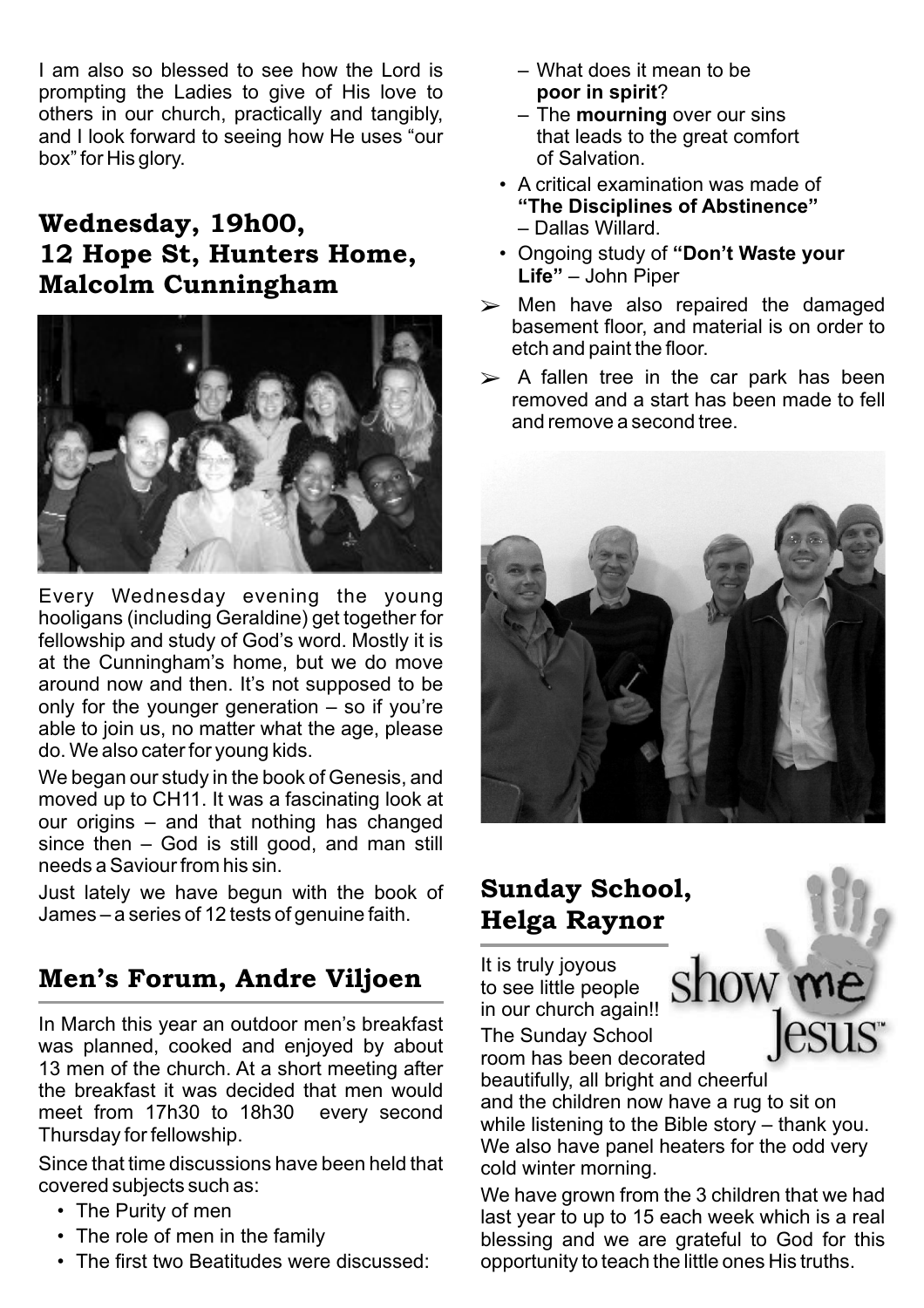I am also so blessed to see how the Lord is prompting the Ladies to give of His love to others in our church, practically and tangibly, and I look forward to seeing how He uses "our box" for His glory.

## Wednesday, 19h00, 12 Hope St, Hunters Home, Malcolm Cunningham

Every Wednesday evening the young hooligans (including Geraldine) get together for fellowship and study of God's word. Mostly it is at the Cunningham's home, but we do move around now and then. It's not supposed to be only for the younger generation – so if you're able to join us, no matter what the age, please do. We also cater for young kids.

We began our study in the book of Genesis, and moved up to CH11. It was a fascinating look at our origins – and that nothing has changed since then – God is still good, and man still needs a Saviour from his sin.

Just lately we have begun with the book of James – a series of 12 tests of genuine faith.

## Men's Forum, Andre Viljoen

In March this year an outdoor men's breakfast was planned, cooked and enjoyed by about 13 men of the church. At a short meeting after the breakfast it was decided that men would meet from 17h30 to 18h30 every second Thursday for fellowship.

Since that time discussions have been held that covered subjects such as:

- The Purity of men
- The role of men in the family
- The first two Beatitudes were discussed:
  - What does it mean to be **poor in spirit**?
  - The **mourning** over our sins that leads to the great comfort of Salvation.
- A critical examination was made of **"The Disciplines of Abstinence"** – Dallas Willard.
- Ongoing study of **"Don't Waste your Life"** – John Piper

➢ Men have also repaired the damaged basement floor, and material is on order to etch and paint the floor.

➢ A fallen tree in the car park has been removed and a start has been made to fell and remove a second tree.

## Sunday School, Helga Raynor

show me Jesus™

It is truly joyous to see little people in our church again!!

The Sunday School room has been decorated beautifully, all bright and cheerful and the children now have a rug to sit on while listening to the Bible story – thank you. We also have panel heaters for the odd very cold winter morning.

We have grown from the 3 children that we had last year to up to 15 each week which is a real blessing and we are grateful to God for this opportunity to teach the little ones His truths.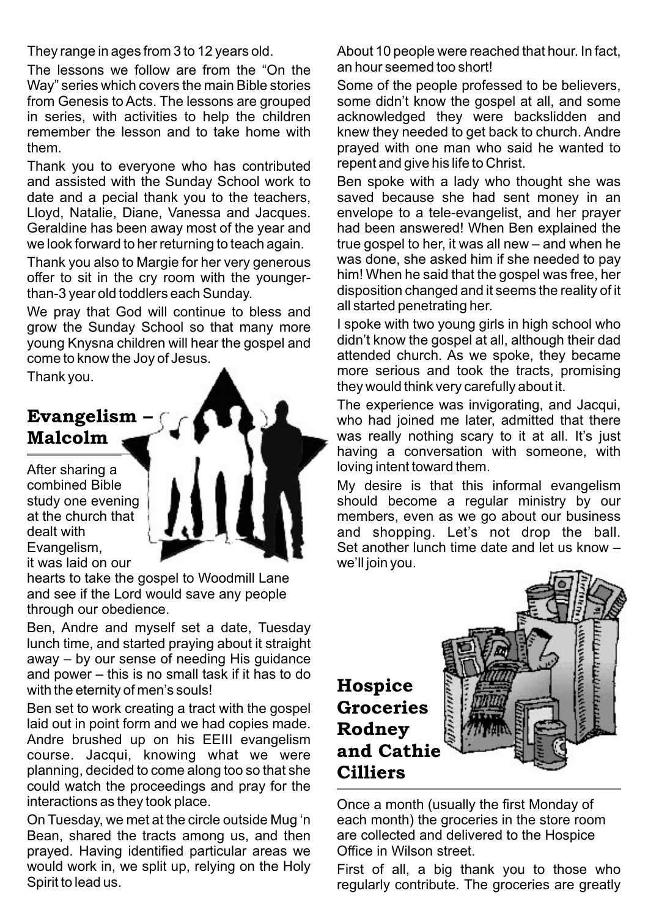They range in ages from 3 to 12 years old.

The lessons we follow are from the "On the Way" series which covers the main Bible stories from Genesis to Acts. The lessons are grouped in series, with activities to help the children remember the lesson and to take home with them.

Thank you to everyone who has contributed and assisted with the Sunday School work to date and a pecial thank you to the teachers, Lloyd, Natalie, Diane, Vanessa and Jacques. Geraldine has been away most of the year and we look forward to her returning to teach again.

Thank you also to Margie for her very generous offer to sit in the cry room with the younger-than-3 year old toddlers each Sunday.

We pray that God will continue to bless and grow the Sunday School so that many more young Knysna children will hear the gospel and come to know the Joy of Jesus.

Thank you.

## Evangelism – Malcolm

After sharing a combined Bible study one evening at the church that dealt with Evangelism, it was laid on our hearts to take the gospel to Woodmill Lane and see if the Lord would save any people through our obedience.

Ben, Andre and myself set a date, Tuesday lunch time, and started praying about it straight away – by our sense of needing His guidance and power – this is no small task if it has to do with the eternity of men's souls!

Ben set to work creating a tract with the gospel laid out in point form and we had copies made. Andre brushed up on his EEIII evangelism course. Jacqui, knowing what we were planning, decided to come along too so that she could watch the proceedings and pray for the interactions as they took place.

On Tuesday, we met at the circle outside Mug 'n Bean, shared the tracts among us, and then prayed. Having identified particular areas we would work in, we split up, relying on the Holy Spirit to lead us.

About 10 people were reached that hour. In fact, an hour seemed too short!

Some of the people professed to be believers, some didn't know the gospel at all, and some acknowledged they were backslidden and knew they needed to get back to church. Andre prayed with one man who said he wanted to repent and give his life to Christ.

Ben spoke with a lady who thought she was saved because she had sent money in an envelope to a tele-evangelist, and her prayer had been answered! When Ben explained the true gospel to her, it was all new – and when he was done, she asked him if she needed to pay him! When he said that the gospel was free, her disposition changed and it seems the reality of it all started penetrating her.

I spoke with two young girls in high school who didn't know the gospel at all, although their dad attended church. As we spoke, they became more serious and took the tracts, promising they would think very carefully about it.

The experience was invigorating, and Jacqui, who had joined me later, admitted that there was really nothing scary to it at all. It's just having a conversation with someone, with loving intent toward them.

My desire is that this informal evangelism should become a regular ministry by our members, even as we go about our business and shopping. Let's not drop the ball. Set another lunch time date and let us know – we'll join you.

## Hospice Groceries Rodney and Cathie Cilliers

Once a month (usually the first Monday of each month) the groceries in the store room are collected and delivered to the Hospice Office in Wilson street.

First of all, a big thank you to those who regularly contribute. The groceries are greatly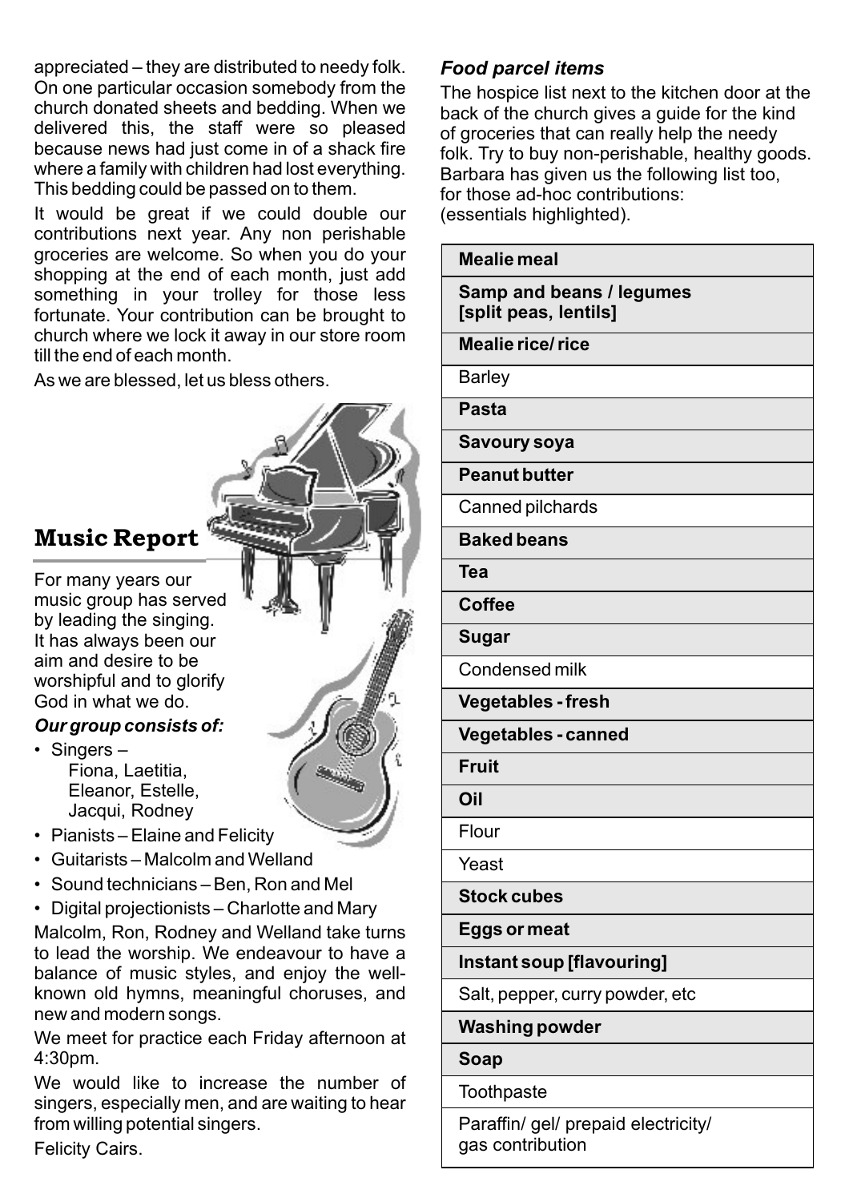appreciated – they are distributed to needy folk. On one particular occasion somebody from the church donated sheets and bedding. When we delivered this, the staff were so pleased because news had just come in of a shack fire where a family with children had lost everything. This bedding could be passed on to them.

It would be great if we could double our contributions next year. Any non perishable groceries are welcome. So when you do your shopping at the end of each month, just add something in your trolley for those less fortunate. Your contribution can be brought to church where we lock it away in our store room till the end of each month.

As we are blessed, let us bless others.

## Music Report

For many years our music group has served by leading the singing. It has always been our aim and desire to be worshipful and to glorify God in what we do.

***Our group consists of:***

- Singers – Fiona, Laetitia, Eleanor, Estelle, Jacqui, Rodney
- Pianists – Elaine and Felicity
- Guitarists – Malcolm and Welland
- Sound technicians – Ben, Ron and Mel
- Digital projectionists – Charlotte and Mary

Malcolm, Ron, Rodney and Welland take turns to lead the worship. We endeavour to have a balance of music styles, and enjoy the well-known old hymns, meaningful choruses, and new and modern songs.

We meet for practice each Friday afternoon at 4:30pm.

We would like to increase the number of singers, especially men, and are waiting to hear from willing potential singers.

Felicity Cairs.

### *Food parcel items*

The hospice list next to the kitchen door at the back of the church gives a guide for the kind of groceries that can really help the needy folk. Try to buy non-perishable, healthy goods. Barbara has given us the following list too, for those ad-hoc contributions: (essentials highlighted).

| Items |
|---|
| **Mealie meal** |
| **Samp and beans / legumes [split peas, lentils]** |
| **Mealie rice/ rice** |
| Barley |
| **Pasta** |
| **Savoury soya** |
| **Peanut butter** |
| Canned pilchards |
| **Baked beans** |
| **Tea** |
| **Coffee** |
| **Sugar** |
| Condensed milk |
| **Vegetables - fresh** |
| **Vegetables - canned** |
| **Fruit** |
| **Oil** |
| Flour |
| Yeast |
| **Stock cubes** |
| **Eggs or meat** |
| **Instant soup [flavouring]** |
| Salt, pepper, curry powder, etc |
| **Washing powder** |
| **Soap** |
| Toothpaste |
| Paraffin/ gel/ prepaid electricity/ gas contribution |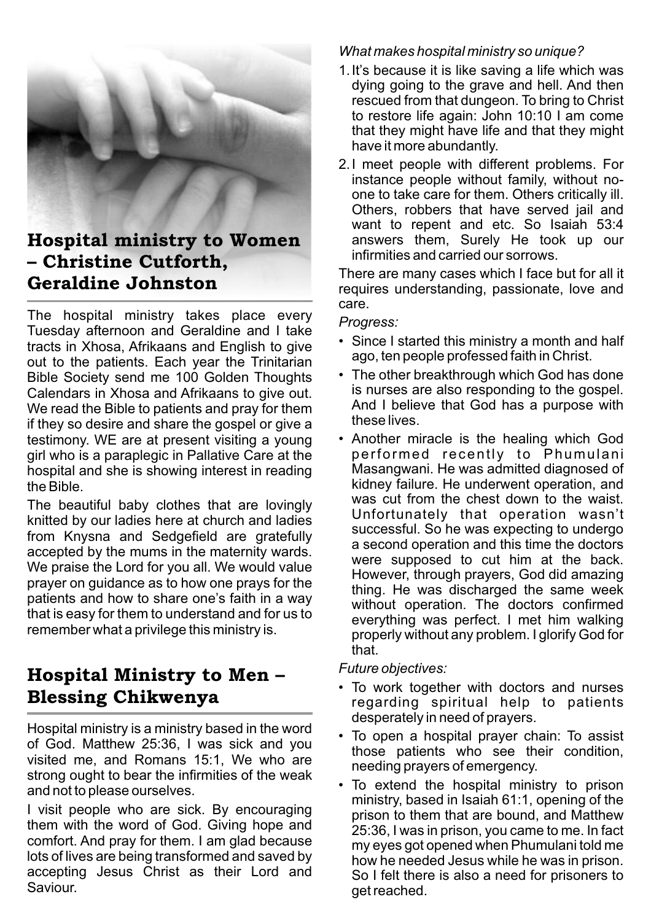## Hospital ministry to Women – Christine Cutforth, Geraldine Johnston

The hospital ministry takes place every Tuesday afternoon and Geraldine and I take tracts in Xhosa, Afrikaans and English to give out to the patients. Each year the Trinitarian Bible Society send me 100 Golden Thoughts Calendars in Xhosa and Afrikaans to give out. We read the Bible to patients and pray for them if they so desire and share the gospel or give a testimony. WE are at present visiting a young girl who is a paraplegic in Pallative Care at the hospital and she is showing interest in reading the Bible.

The beautiful baby clothes that are lovingly knitted by our ladies here at church and ladies from Knysna and Sedgefield are gratefully accepted by the mums in the maternity wards. We praise the Lord for you all. We would value prayer on guidance as to how one prays for the patients and how to share one's faith in a way that is easy for them to understand and for us to remember what a privilege this ministry is.

## Hospital Ministry to Men – Blessing Chikwenya

Hospital ministry is a ministry based in the word of God. Matthew 25:36, I was sick and you visited me, and Romans 15:1, We who are strong ought to bear the infirmities of the weak and not to please ourselves.

I visit people who are sick. By encouraging them with the word of God. Giving hope and comfort. And pray for them. I am glad because lots of lives are being transformed and saved by accepting Jesus Christ as their Lord and Saviour.

*What makes hospital ministry so unique?*

1. It's because it is like saving a life which was dying going to the grave and hell. And then rescued from that dungeon. To bring to Christ to restore life again: John 10:10 I am come that they might have life and that they might have it more abundantly.
2. I meet people with different problems. For instance people without family, without no-one to take care for them. Others critically ill. Others, robbers that have served jail and want to repent and etc. So Isaiah 53:4 answers them, Surely He took up our infirmities and carried our sorrows.

There are many cases which I face but for all it requires understanding, passionate, love and care.

*Progress:*

- Since I started this ministry a month and half ago, ten people professed faith in Christ.
- The other breakthrough which God has done is nurses are also responding to the gospel. And I believe that God has a purpose with these lives.
- Another miracle is the healing which God performed recently to Phumulani Masangwani. He was admitted diagnosed of kidney failure. He underwent operation, and was cut from the chest down to the waist. Unfortunately that operation wasn't successful. So he was expecting to undergo a second operation and this time the doctors were supposed to cut him at the back. However, through prayers, God did amazing thing. He was discharged the same week without operation. The doctors confirmed everything was perfect. I met him walking properly without any problem. I glorify God for that.

*Future objectives:*

- To work together with doctors and nurses regarding spiritual help to patients desperately in need of prayers.
- To open a hospital prayer chain: To assist those patients who see their condition, needing prayers of emergency.
- To extend the hospital ministry to prison ministry, based in Isaiah 61:1, opening of the prison to them that are bound, and Matthew 25:36, I was in prison, you came to me. In fact my eyes got opened when Phumulani told me how he needed Jesus while he was in prison. So I felt there is also a need for prisoners to get reached.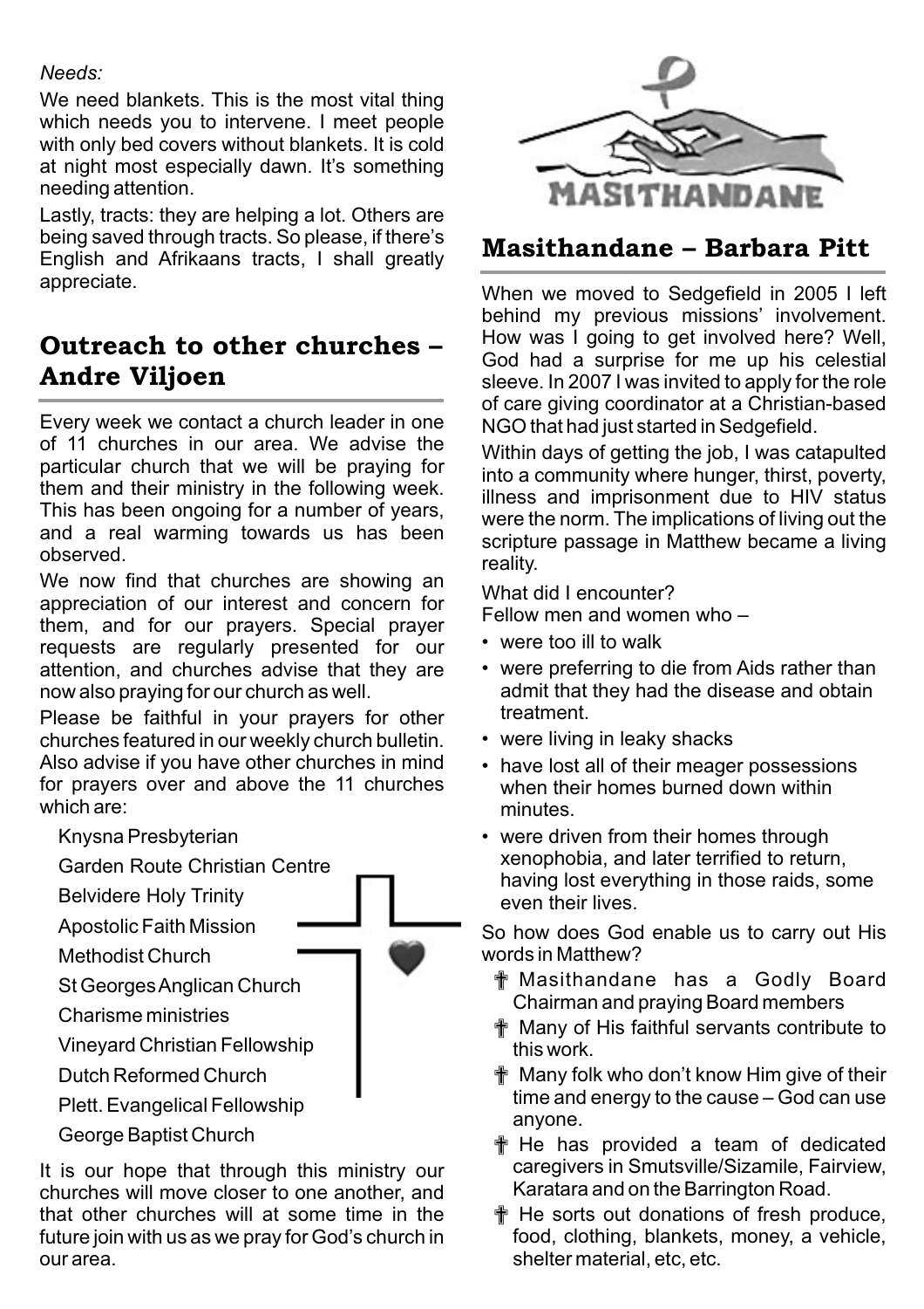*Needs:*

We need blankets. This is the most vital thing which needs you to intervene. I meet people with only bed covers without blankets. It is cold at night most especially dawn. It's something needing attention.

Lastly, tracts: they are helping a lot. Others are being saved through tracts. So please, if there's English and Afrikaans tracts, I shall greatly appreciate.

## Outreach to other churches – Andre Viljoen

Every week we contact a church leader in one of 11 churches in our area. We advise the particular church that we will be praying for them and their ministry in the following week. This has been ongoing for a number of years, and a real warming towards us has been observed.

We now find that churches are showing an appreciation of our interest and concern for them, and for our prayers. Special prayer requests are regularly presented for our attention, and churches advise that they are now also praying for our church as well.

Please be faithful in your prayers for other churches featured in our weekly church bulletin. Also advise if you have other churches in mind for prayers over and above the 11 churches which are:

- Knysna Presbyterian
- Garden Route Christian Centre
- Belvidere Holy Trinity
- Apostolic Faith Mission
- Methodist Church
- St Georges Anglican Church
- Charisme ministries
- Vineyard Christian Fellowship
- Dutch Reformed Church
- Plett. Evangelical Fellowship
- George Baptist Church

It is our hope that through this ministry our churches will move closer to one another, and that other churches will at some time in the future join with us as we pray for God's church in our area.

MASITHANDANE

## Masithandane – Barbara Pitt

When we moved to Sedgefield in 2005 I left behind my previous missions' involvement. How was I going to get involved here? Well, God had a surprise for me up his celestial sleeve. In 2007 I was invited to apply for the role of care giving coordinator at a Christian-based NGO that had just started in Sedgefield.

Within days of getting the job, I was catapulted into a community where hunger, thirst, poverty, illness and imprisonment due to HIV status were the norm. The implications of living out the scripture passage in Matthew became a living reality.

What did I encounter?

Fellow men and women who –

- were too ill to walk
- were preferring to die from Aids rather than admit that they had the disease and obtain treatment.
- were living in leaky shacks
- have lost all of their meager possessions when their homes burned down within minutes.
- were driven from their homes through xenophobia, and later terrified to return, having lost everything in those raids, some even their lives.

So how does God enable us to carry out His words in Matthew?

- ✝ Masithandane has a Godly Board Chairman and praying Board members
- ✝ Many of His faithful servants contribute to this work.
- ✝ Many folk who don't know Him give of their time and energy to the cause – God can use anyone.
- ✝ He has provided a team of dedicated caregivers in Smutsville/Sizamile, Fairview, Karatara and on the Barrington Road.
- ✝ He sorts out donations of fresh produce, food, clothing, blankets, money, a vehicle, shelter material, etc, etc.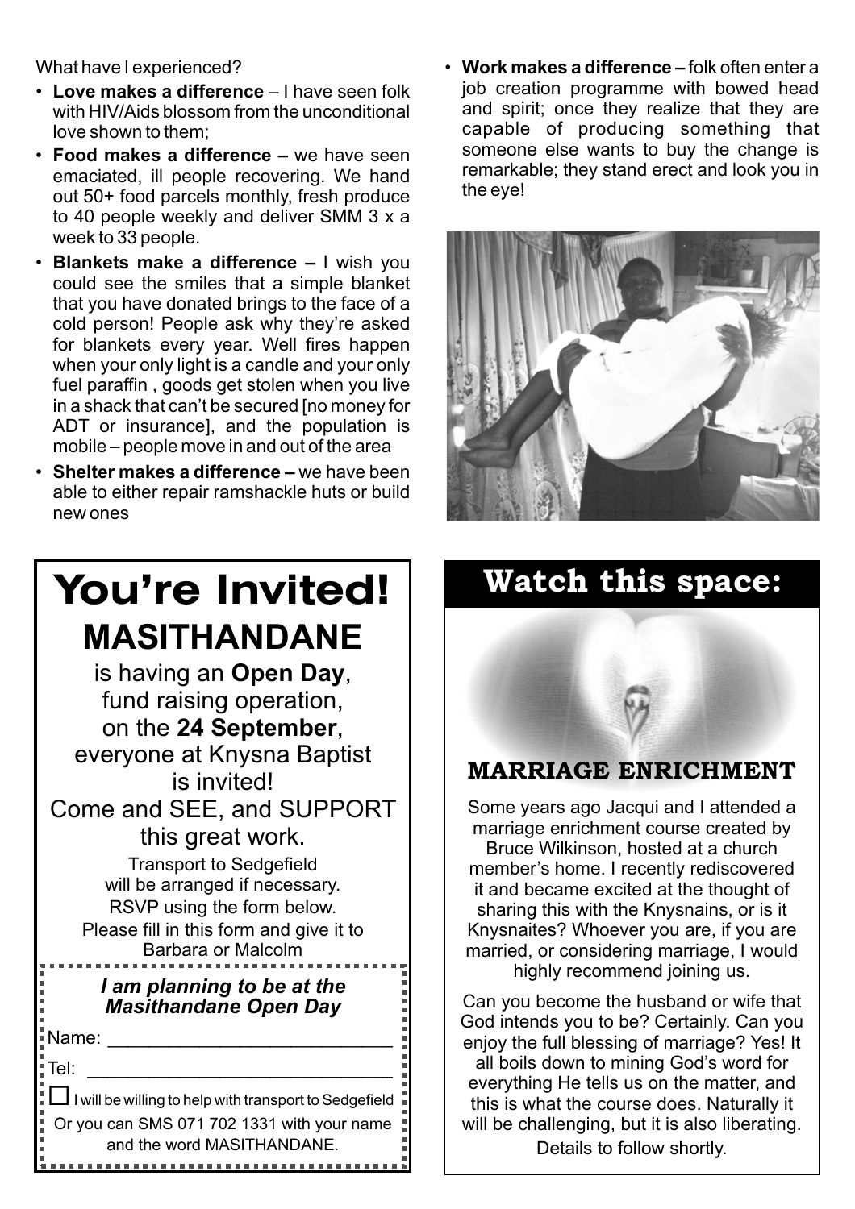What have I experienced?

- **Love makes a difference** – I have seen folk with HIV/Aids blossom from the unconditional love shown to them;
- **Food makes a difference –** we have seen emaciated, ill people recovering. We hand out 50+ food parcels monthly, fresh produce to 40 people weekly and deliver SMM 3 x a week to 33 people.
- **Blankets make a difference –** I wish you could see the smiles that a simple blanket that you have donated brings to the face of a cold person! People ask why they're asked for blankets every year. Well fires happen when your only light is a candle and your only fuel paraffin , goods get stolen when you live in a shack that can't be secured [no money for ADT or insurance], and the population is mobile – people move in and out of the area
- **Shelter makes a difference –** we have been able to either repair ramshackle huts or build new ones
- **Work makes a difference –** folk often enter a job creation programme with bowed head and spirit; once they realize that they are capable of producing something that someone else wants to buy the change is remarkable; they stand erect and look you in the eye!

# You're Invited!

## MASITHANDANE

is having an **Open Day**, fund raising operation, on the **24 September**, everyone at Knysna Baptist is invited!

Come and SEE, and SUPPORT this great work.

Transport to Sedgefield will be arranged if necessary.

RSVP using the form below.

Please fill in this form and give it to Barbara or Malcolm

***I am planning to be at the Masithandane Open Day***

Name: ___________________________

Tel: ______________________________

☐ I will be willing to help with transport to Sedgefield

Or you can SMS 071 702 1331 with your name and the word MASITHANDANE.

# Watch this space:

## MARRIAGE ENRICHMENT

Some years ago Jacqui and I attended a marriage enrichment course created by Bruce Wilkinson, hosted at a church member's home. I recently rediscovered it and became excited at the thought of sharing this with the Knysnains, or is it Knysnaites? Whoever you are, if you are married, or considering marriage, I would highly recommend joining us.

Can you become the husband or wife that God intends you to be? Certainly. Can you enjoy the full blessing of marriage? Yes! It all boils down to mining God's word for everything He tells us on the matter, and this is what the course does. Naturally it will be challenging, but it is also liberating.

Details to follow shortly.